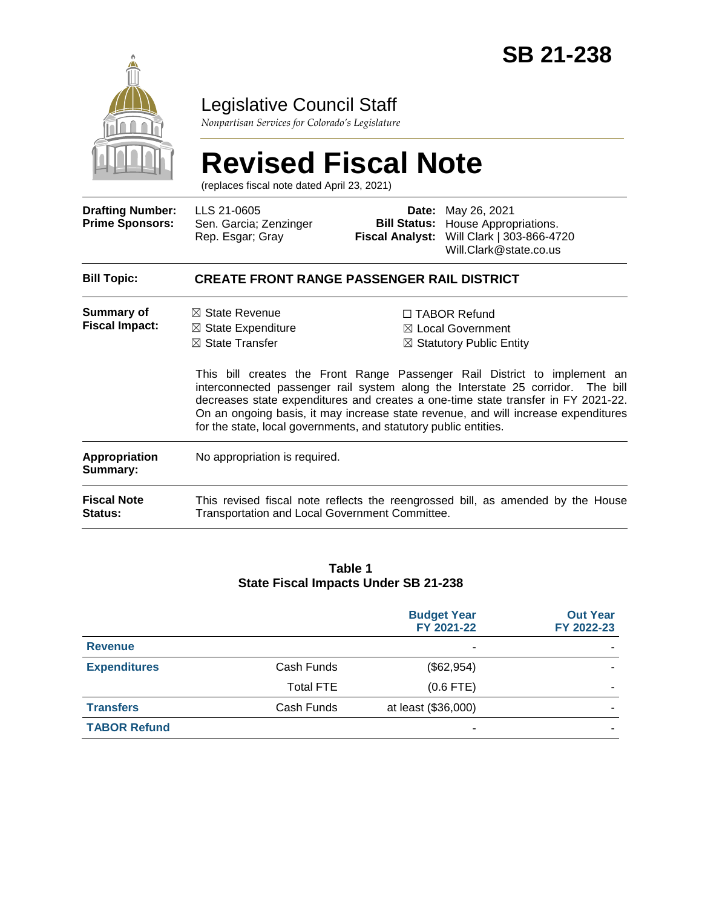# SB 21-238

## Legislative Council Staff

*Nonpartisan Services for Colorado's Legislature*

# Revised Fiscal Note

(replaces fiscal note dated April 23, 2021)

| | | | |
|---|---|---|---|
| **Drafting Number:** | LLS 21-0605 | **Date:** | May 26, 2021 |
| **Prime Sponsors:** | Sen. Garcia; Zenzinger<br>Rep. Esgar; Gray | **Bill Status:** | House Appropriations. |
| | | **Fiscal Analyst:** | Will Clark \| 303-866-4720<br>Will.Clark@state.co.us |

| | |
|---|---|
| **Bill Topic:** | **CREATE FRONT RANGE PASSENGER RAIL DISTRICT** |
| **Summary of Fiscal Impact:** | ☒ State Revenue<br>☒ State Expenditure<br>☒ State Transfer<br>☐ TABOR Refund<br>☒ Local Government<br>☒ Statutory Public Entity<br><br>This bill creates the Front Range Passenger Rail District to implement an interconnected passenger rail system along the Interstate 25 corridor. The bill decreases state expenditures and creates a one-time state transfer in FY 2021-22. On an ongoing basis, it may increase state revenue, and will increase expenditures for the state, local governments, and statutory public entities. |
| **Appropriation Summary:** | No appropriation is required. |
| **Fiscal Note Status:** | This revised fiscal note reflects the reengrossed bill, as amended by the House Transportation and Local Government Committee. |

**Table 1**
**State Fiscal Impacts Under SB 21-238**

| | | Budget Year<br>FY 2021-22 | Out Year<br>FY 2022-23 |
|---|---|---|---|
| **Revenue** | | - | - |
| **Expenditures** | Cash Funds | ($62,954) | - |
| | Total FTE | (0.6 FTE) | - |
| **Transfers** | Cash Funds | at least ($36,000) | - |
| **TABOR Refund** | | - | - |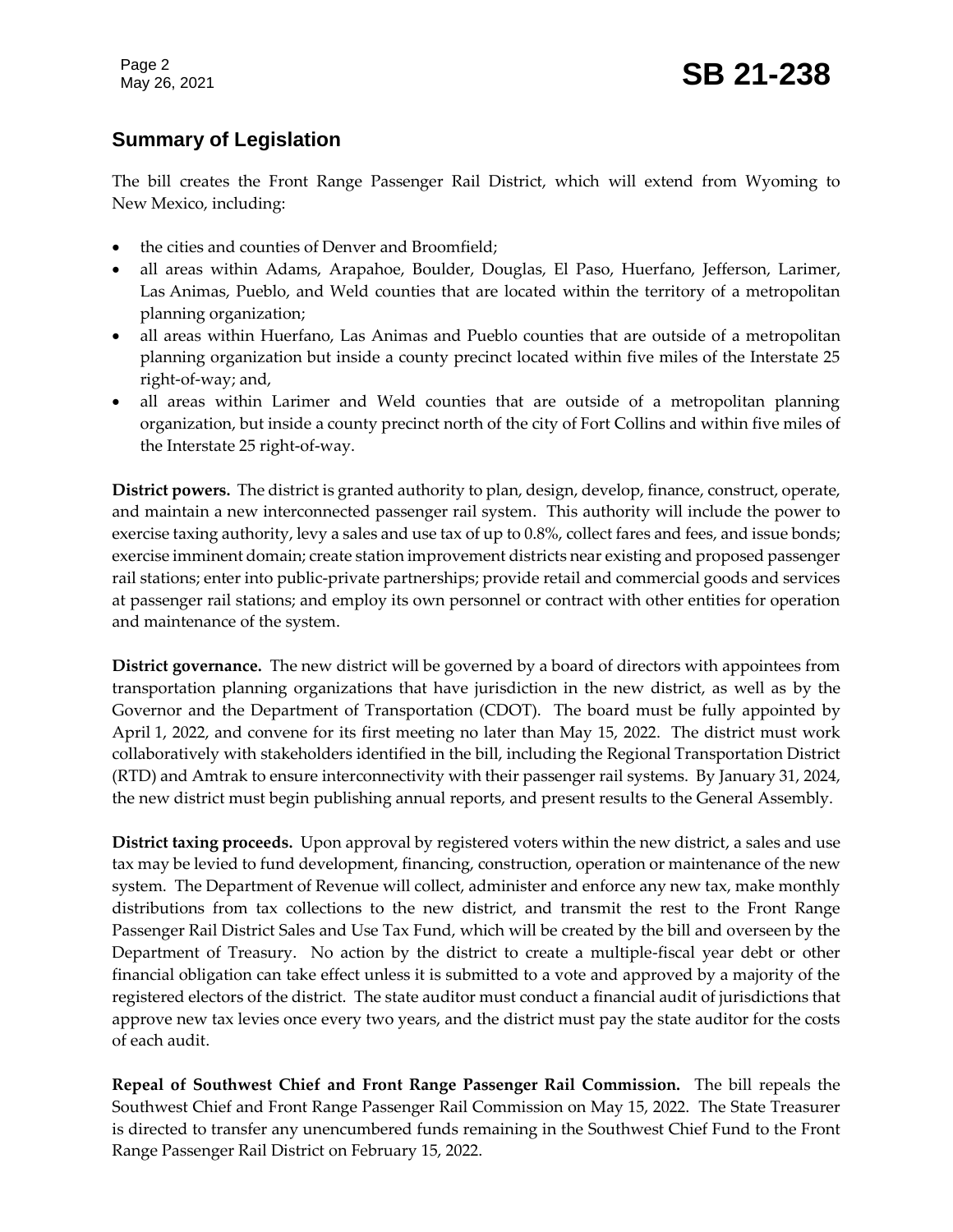## Summary of Legislation

The bill creates the Front Range Passenger Rail District, which will extend from Wyoming to New Mexico, including:

- the cities and counties of Denver and Broomfield;
- all areas within Adams, Arapahoe, Boulder, Douglas, El Paso, Huerfano, Jefferson, Larimer, Las Animas, Pueblo, and Weld counties that are located within the territory of a metropolitan planning organization;
- all areas within Huerfano, Las Animas and Pueblo counties that are outside of a metropolitan planning organization but inside a county precinct located within five miles of the Interstate 25 right-of-way; and,
- all areas within Larimer and Weld counties that are outside of a metropolitan planning organization, but inside a county precinct north of the city of Fort Collins and within five miles of the Interstate 25 right-of-way.

**District powers.** The district is granted authority to plan, design, develop, finance, construct, operate, and maintain a new interconnected passenger rail system. This authority will include the power to exercise taxing authority, levy a sales and use tax of up to 0.8%, collect fares and fees, and issue bonds; exercise imminent domain; create station improvement districts near existing and proposed passenger rail stations; enter into public-private partnerships; provide retail and commercial goods and services at passenger rail stations; and employ its own personnel or contract with other entities for operation and maintenance of the system.

**District governance.** The new district will be governed by a board of directors with appointees from transportation planning organizations that have jurisdiction in the new district, as well as by the Governor and the Department of Transportation (CDOT). The board must be fully appointed by April 1, 2022, and convene for its first meeting no later than May 15, 2022. The district must work collaboratively with stakeholders identified in the bill, including the Regional Transportation District (RTD) and Amtrak to ensure interconnectivity with their passenger rail systems. By January 31, 2024, the new district must begin publishing annual reports, and present results to the General Assembly.

**District taxing proceeds.** Upon approval by registered voters within the new district, a sales and use tax may be levied to fund development, financing, construction, operation or maintenance of the new system. The Department of Revenue will collect, administer and enforce any new tax, make monthly distributions from tax collections to the new district, and transmit the rest to the Front Range Passenger Rail District Sales and Use Tax Fund, which will be created by the bill and overseen by the Department of Treasury. No action by the district to create a multiple-fiscal year debt or other financial obligation can take effect unless it is submitted to a vote and approved by a majority of the registered electors of the district. The state auditor must conduct a financial audit of jurisdictions that approve new tax levies once every two years, and the district must pay the state auditor for the costs of each audit.

**Repeal of Southwest Chief and Front Range Passenger Rail Commission.** The bill repeals the Southwest Chief and Front Range Passenger Rail Commission on May 15, 2022. The State Treasurer is directed to transfer any unencumbered funds remaining in the Southwest Chief Fund to the Front Range Passenger Rail District on February 15, 2022.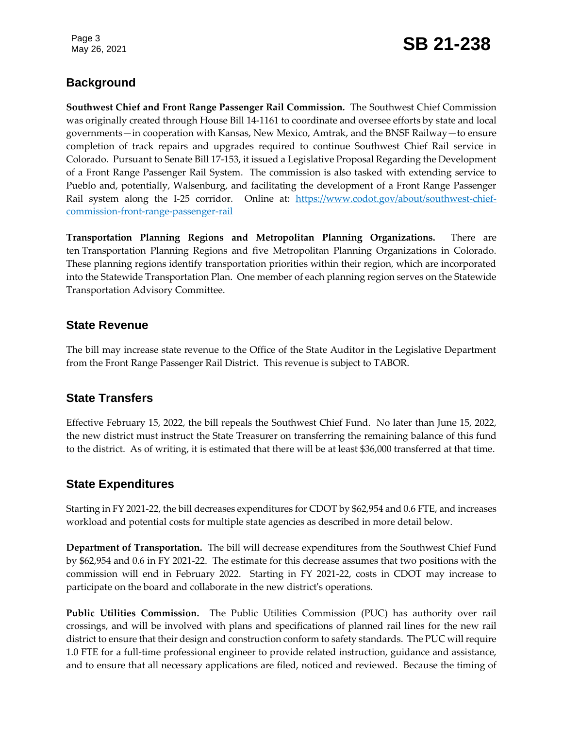## Background

**Southwest Chief and Front Range Passenger Rail Commission.** The Southwest Chief Commission was originally created through House Bill 14-1161 to coordinate and oversee efforts by state and local governments—in cooperation with Kansas, New Mexico, Amtrak, and the BNSF Railway—to ensure completion of track repairs and upgrades required to continue Southwest Chief Rail service in Colorado. Pursuant to Senate Bill 17-153, it issued a Legislative Proposal Regarding the Development of a Front Range Passenger Rail System. The commission is also tasked with extending service to Pueblo and, potentially, Walsenburg, and facilitating the development of a Front Range Passenger Rail system along the I-25 corridor. Online at: [https://www.codot.gov/about/southwest-chief-commission-front-range-passenger-rail](https://www.codot.gov/about/southwest-chief-commission-front-range-passenger-rail)

**Transportation Planning Regions and Metropolitan Planning Organizations.** There are ten Transportation Planning Regions and five Metropolitan Planning Organizations in Colorado. These planning regions identify transportation priorities within their region, which are incorporated into the Statewide Transportation Plan. One member of each planning region serves on the Statewide Transportation Advisory Committee.

## State Revenue

The bill may increase state revenue to the Office of the State Auditor in the Legislative Department from the Front Range Passenger Rail District. This revenue is subject to TABOR.

## State Transfers

Effective February 15, 2022, the bill repeals the Southwest Chief Fund. No later than June 15, 2022, the new district must instruct the State Treasurer on transferring the remaining balance of this fund to the district. As of writing, it is estimated that there will be at least $36,000 transferred at that time.

## State Expenditures

Starting in FY 2021-22, the bill decreases expenditures for CDOT by $62,954 and 0.6 FTE, and increases workload and potential costs for multiple state agencies as described in more detail below.

**Department of Transportation.** The bill will decrease expenditures from the Southwest Chief Fund by $62,954 and 0.6 in FY 2021-22. The estimate for this decrease assumes that two positions with the commission will end in February 2022. Starting in FY 2021-22, costs in CDOT may increase to participate on the board and collaborate in the new district's operations.

**Public Utilities Commission.** The Public Utilities Commission (PUC) has authority over rail crossings, and will be involved with plans and specifications of planned rail lines for the new rail district to ensure that their design and construction conform to safety standards. The PUC will require 1.0 FTE for a full-time professional engineer to provide related instruction, guidance and assistance, and to ensure that all necessary applications are filed, noticed and reviewed. Because the timing of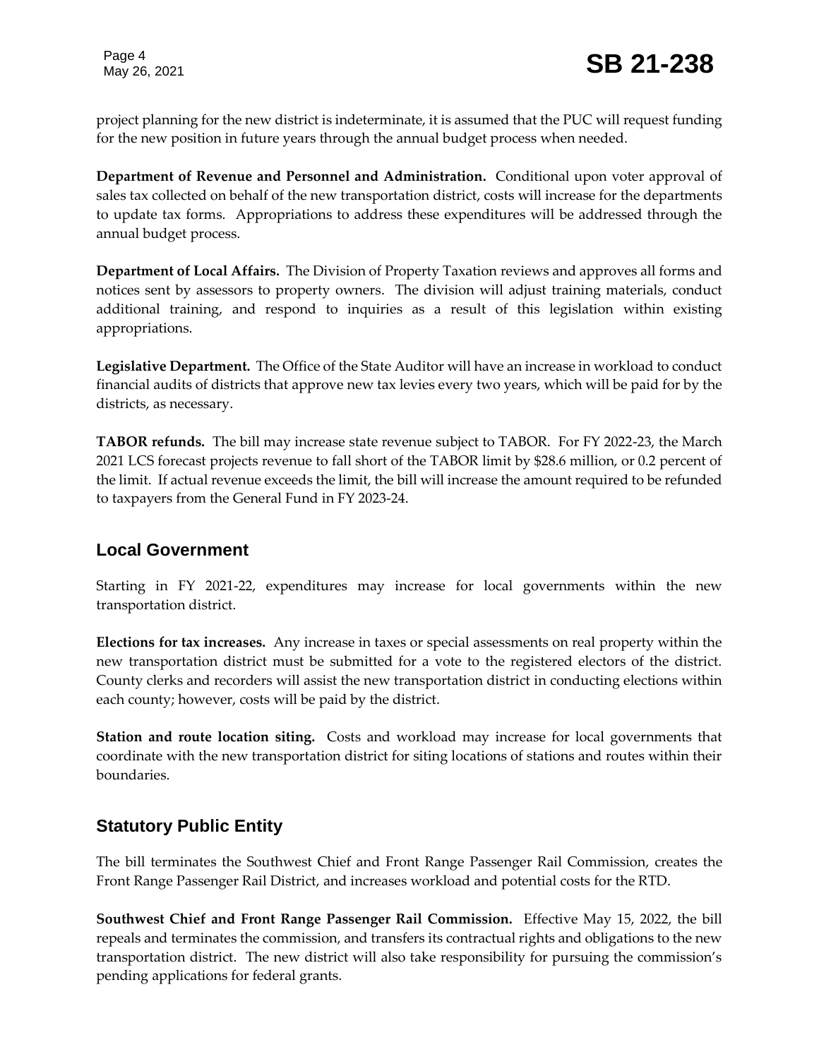project planning for the new district is indeterminate, it is assumed that the PUC will request funding for the new position in future years through the annual budget process when needed.

**Department of Revenue and Personnel and Administration.** Conditional upon voter approval of sales tax collected on behalf of the new transportation district, costs will increase for the departments to update tax forms. Appropriations to address these expenditures will be addressed through the annual budget process.

**Department of Local Affairs.** The Division of Property Taxation reviews and approves all forms and notices sent by assessors to property owners. The division will adjust training materials, conduct additional training, and respond to inquiries as a result of this legislation within existing appropriations.

**Legislative Department.** The Office of the State Auditor will have an increase in workload to conduct financial audits of districts that approve new tax levies every two years, which will be paid for by the districts, as necessary.

**TABOR refunds.** The bill may increase state revenue subject to TABOR. For FY 2022-23, the March 2021 LCS forecast projects revenue to fall short of the TABOR limit by $28.6 million, or 0.2 percent of the limit. If actual revenue exceeds the limit, the bill will increase the amount required to be refunded to taxpayers from the General Fund in FY 2023-24.

## Local Government

Starting in FY 2021-22, expenditures may increase for local governments within the new transportation district.

**Elections for tax increases.** Any increase in taxes or special assessments on real property within the new transportation district must be submitted for a vote to the registered electors of the district. County clerks and recorders will assist the new transportation district in conducting elections within each county; however, costs will be paid by the district.

**Station and route location siting.** Costs and workload may increase for local governments that coordinate with the new transportation district for siting locations of stations and routes within their boundaries.

## Statutory Public Entity

The bill terminates the Southwest Chief and Front Range Passenger Rail Commission, creates the Front Range Passenger Rail District, and increases workload and potential costs for the RTD.

**Southwest Chief and Front Range Passenger Rail Commission.** Effective May 15, 2022, the bill repeals and terminates the commission, and transfers its contractual rights and obligations to the new transportation district. The new district will also take responsibility for pursuing the commission's pending applications for federal grants.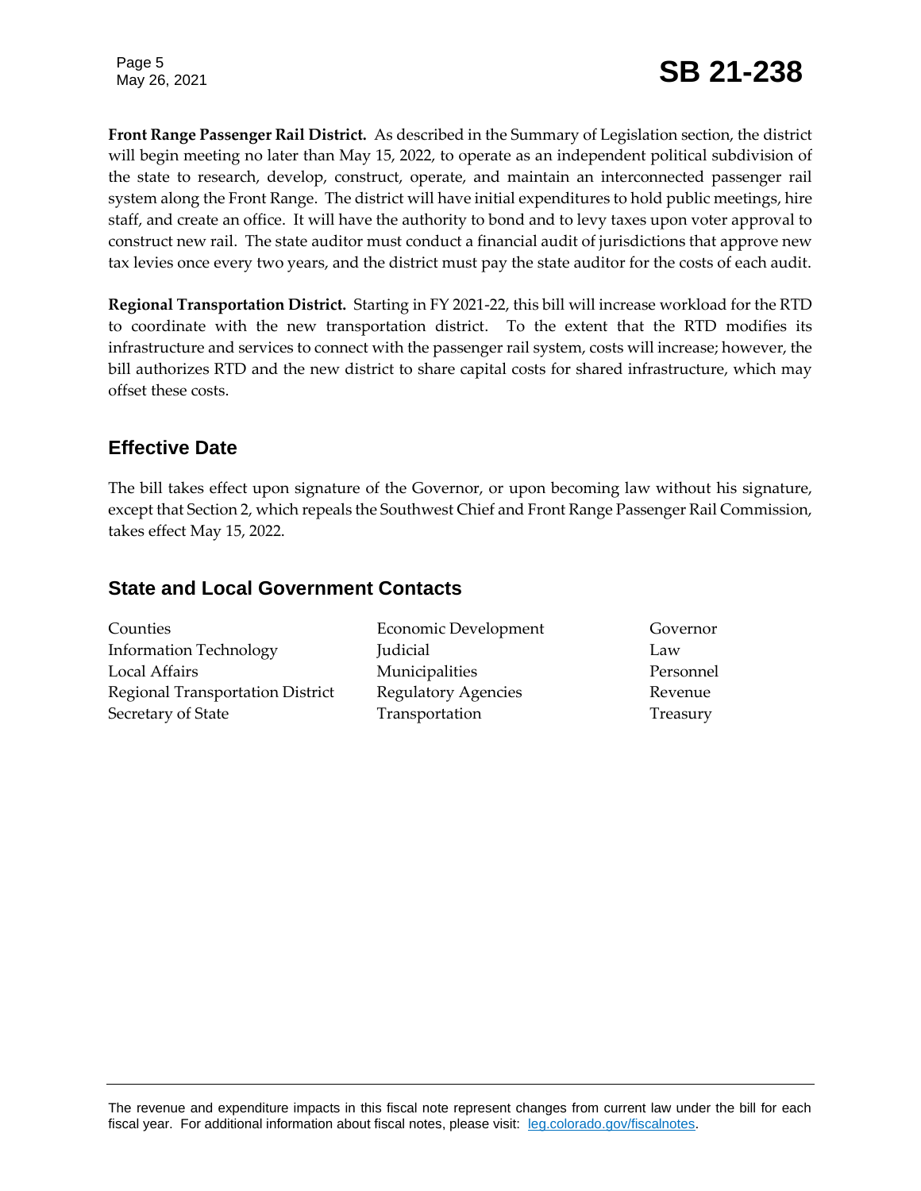**Front Range Passenger Rail District.** As described in the Summary of Legislation section, the district will begin meeting no later than May 15, 2022, to operate as an independent political subdivision of the state to research, develop, construct, operate, and maintain an interconnected passenger rail system along the Front Range. The district will have initial expenditures to hold public meetings, hire staff, and create an office. It will have the authority to bond and to levy taxes upon voter approval to construct new rail. The state auditor must conduct a financial audit of jurisdictions that approve new tax levies once every two years, and the district must pay the state auditor for the costs of each audit.

**Regional Transportation District.** Starting in FY 2021-22, this bill will increase workload for the RTD to coordinate with the new transportation district. To the extent that the RTD modifies its infrastructure and services to connect with the passenger rail system, costs will increase; however, the bill authorizes RTD and the new district to share capital costs for shared infrastructure, which may offset these costs.

## Effective Date

The bill takes effect upon signature of the Governor, or upon becoming law without his signature, except that Section 2, which repeals the Southwest Chief and Front Range Passenger Rail Commission, takes effect May 15, 2022.

## State and Local Government Contacts

| | | |
|---|---|---|
| Counties | Economic Development | Governor |
| Information Technology | Judicial | Law |
| Local Affairs | Municipalities | Personnel |
| Regional Transportation District | Regulatory Agencies | Revenue |
| Secretary of State | Transportation | Treasury |

The revenue and expenditure impacts in this fiscal note represent changes from current law under the bill for each fiscal year. For additional information about fiscal notes, please visit: leg.colorado.gov/fiscalnotes.